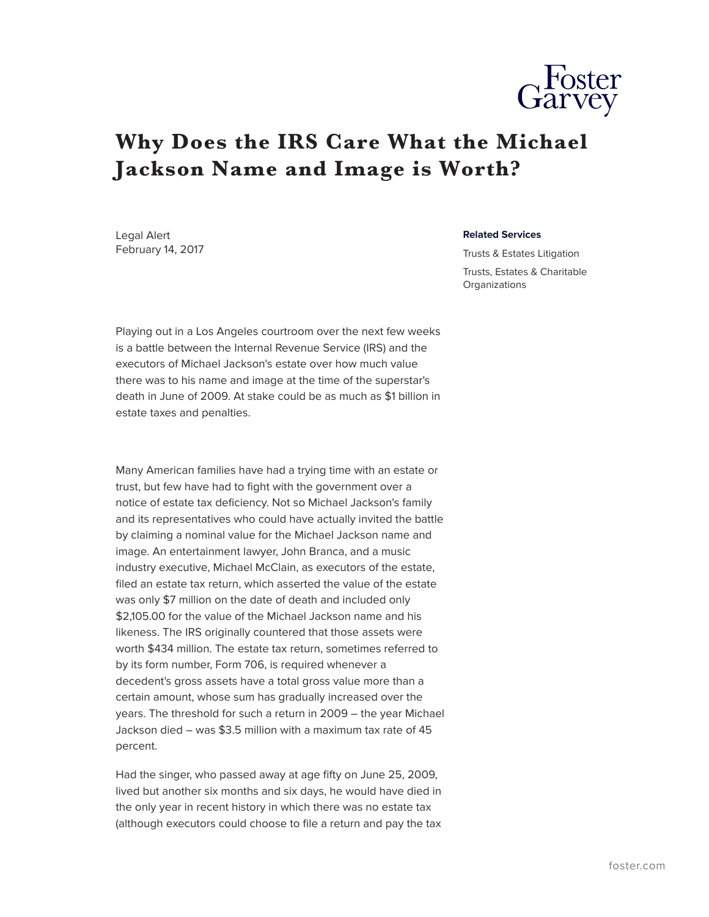# Why Does the IRS Care What the Michael Jackson Name and Image is Worth?

Legal Alert
February 14, 2017

**Related Services**

Trusts & Estates Litigation

Trusts, Estates & Charitable Organizations

Playing out in a Los Angeles courtroom over the next few weeks is a battle between the Internal Revenue Service (IRS) and the executors of Michael Jackson's estate over how much value there was to his name and image at the time of the superstar's death in June of 2009. At stake could be as much as $1 billion in estate taxes and penalties.

Many American families have had a trying time with an estate or trust, but few have had to fight with the government over a notice of estate tax deficiency. Not so Michael Jackson's family and its representatives who could have actually invited the battle by claiming a nominal value for the Michael Jackson name and image. An entertainment lawyer, John Branca, and a music industry executive, Michael McClain, as executors of the estate, filed an estate tax return, which asserted the value of the estate was only $7 million on the date of death and included only $2,105.00 for the value of the Michael Jackson name and his likeness. The IRS originally countered that those assets were worth $434 million. The estate tax return, sometimes referred to by its form number, Form 706, is required whenever a decedent's gross assets have a total gross value more than a certain amount, whose sum has gradually increased over the years. The threshold for such a return in 2009 – the year Michael Jackson died – was $3.5 million with a maximum tax rate of 45 percent.

Had the singer, who passed away at age fifty on June 25, 2009, lived but another six months and six days, he would have died in the only year in recent history in which there was no estate tax (although executors could choose to file a return and pay the tax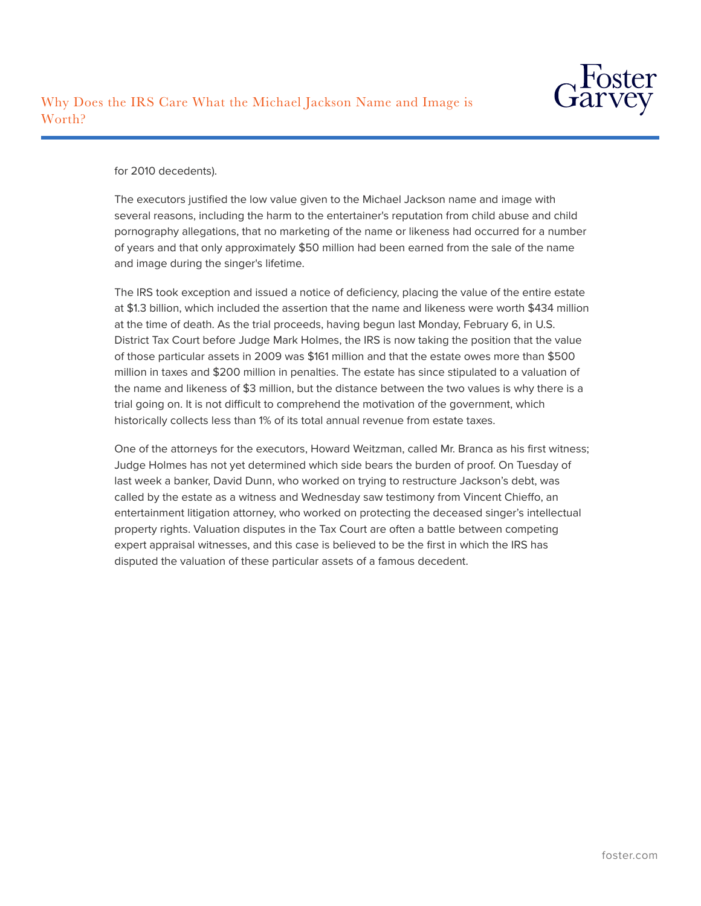for 2010 decedents).

The executors justified the low value given to the Michael Jackson name and image with several reasons, including the harm to the entertainer's reputation from child abuse and child pornography allegations, that no marketing of the name or likeness had occurred for a number of years and that only approximately $50 million had been earned from the sale of the name and image during the singer's lifetime.

The IRS took exception and issued a notice of deficiency, placing the value of the entire estate at $1.3 billion, which included the assertion that the name and likeness were worth $434 million at the time of death. As the trial proceeds, having begun last Monday, February 6, in U.S. District Tax Court before Judge Mark Holmes, the IRS is now taking the position that the value of those particular assets in 2009 was $161 million and that the estate owes more than $500 million in taxes and $200 million in penalties. The estate has since stipulated to a valuation of the name and likeness of $3 million, but the distance between the two values is why there is a trial going on. It is not difficult to comprehend the motivation of the government, which historically collects less than 1% of its total annual revenue from estate taxes.

One of the attorneys for the executors, Howard Weitzman, called Mr. Branca as his first witness; Judge Holmes has not yet determined which side bears the burden of proof. On Tuesday of last week a banker, David Dunn, who worked on trying to restructure Jackson's debt, was called by the estate as a witness and Wednesday saw testimony from Vincent Chieffo, an entertainment litigation attorney, who worked on protecting the deceased singer's intellectual property rights. Valuation disputes in the Tax Court are often a battle between competing expert appraisal witnesses, and this case is believed to be the first in which the IRS has disputed the valuation of these particular assets of a famous decedent.